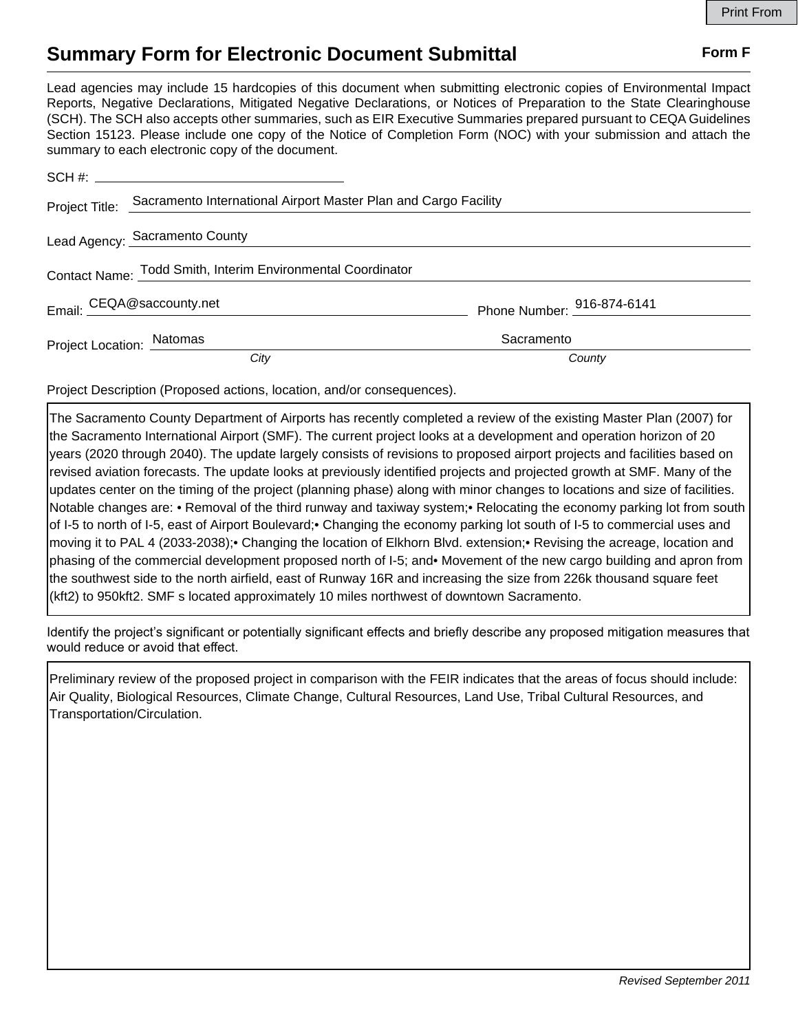# Summary Form for Electronic Document Submittal

**Form F**

Lead agencies may include 15 hardcopies of this document when submitting electronic copies of Environmental Impact Reports, Negative Declarations, Mitigated Negative Declarations, or Notices of Preparation to the State Clearinghouse (SCH). The SCH also accepts other summaries, such as EIR Executive Summaries prepared pursuant to CEQA Guidelines Section 15123. Please include one copy of the Notice of Completion Form (NOC) with your submission and attach the summary to each electronic copy of the document.

SCH #: ____________________

Project Title: Sacramento International Airport Master Plan and Cargo Facility

Lead Agency: Sacramento County

Contact Name: Todd Smith, Interim Environmental Coordinator

Email: CEQA@saccounty.net Phone Number: 916-874-6141

Project Location: Natomas (*City*) Sacramento (*County*)

Project Description (Proposed actions, location, and/or consequences).

The Sacramento County Department of Airports has recently completed a review of the existing Master Plan (2007) for the Sacramento International Airport (SMF). The current project looks at a development and operation horizon of 20 years (2020 through 2040). The update largely consists of revisions to proposed airport projects and facilities based on revised aviation forecasts. The update looks at previously identified projects and projected growth at SMF. Many of the updates center on the timing of the project (planning phase) along with minor changes to locations and size of facilities. Notable changes are: • Removal of the third runway and taxiway system;• Relocating the economy parking lot from south of I-5 to north of I-5, east of Airport Boulevard;• Changing the economy parking lot south of I-5 to commercial uses and moving it to PAL 4 (2033-2038);• Changing the location of Elkhorn Blvd. extension;• Revising the acreage, location and phasing of the commercial development proposed north of I-5; and• Movement of the new cargo building and apron from the southwest side to the north airfield, east of Runway 16R and increasing the size from 226k thousand square feet (kft2) to 950kft2. SMF s located approximately 10 miles northwest of downtown Sacramento.

Identify the project's significant or potentially significant effects and briefly describe any proposed mitigation measures that would reduce or avoid that effect.

Preliminary review of the proposed project in comparison with the FEIR indicates that the areas of focus should include: Air Quality, Biological Resources, Climate Change, Cultural Resources, Land Use, Tribal Cultural Resources, and Transportation/Circulation.

*Revised September 2011*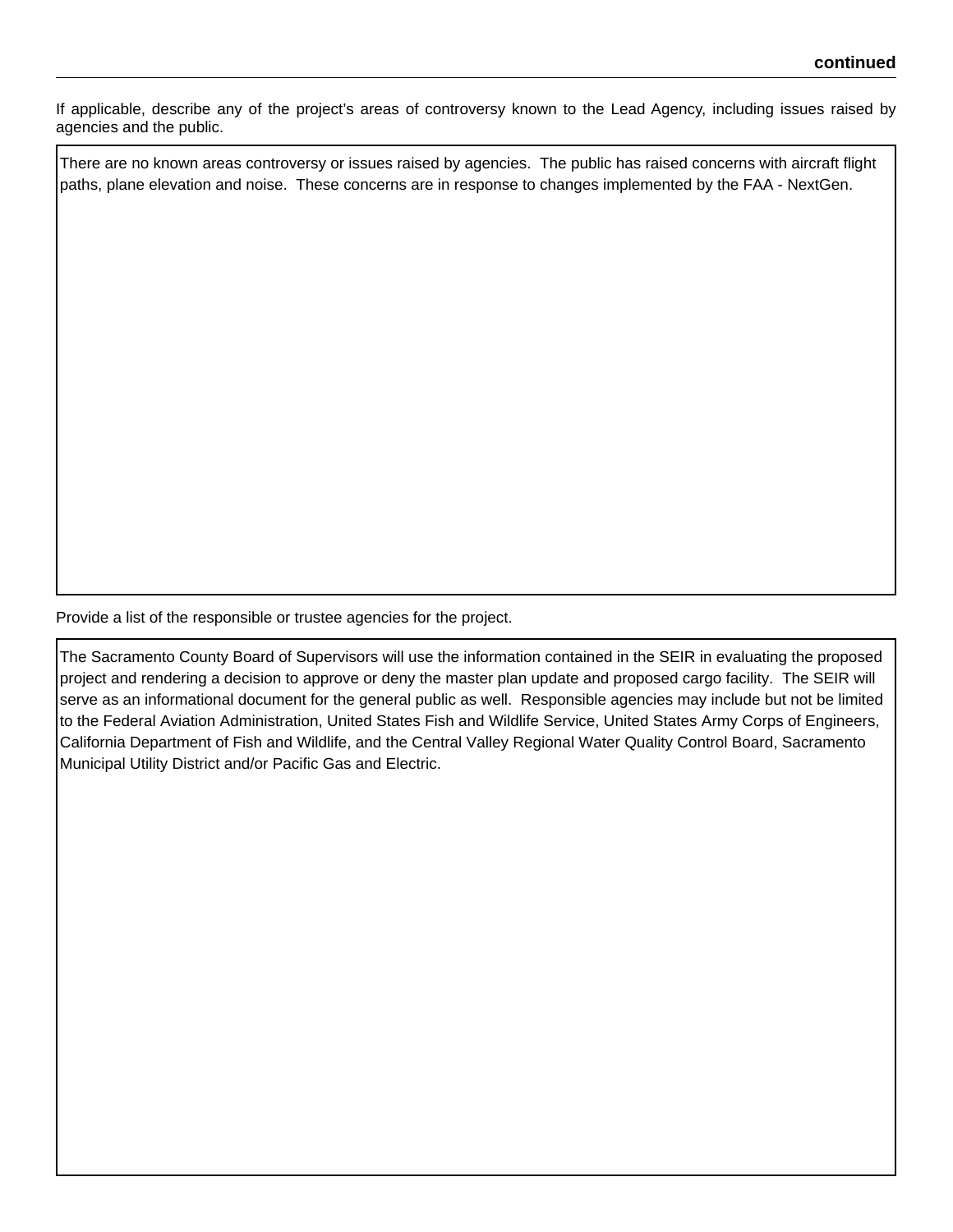**continued**

If applicable, describe any of the project's areas of controversy known to the Lead Agency, including issues raised by agencies and the public.

There are no known areas controversy or issues raised by agencies. The public has raised concerns with aircraft flight paths, plane elevation and noise. These concerns are in response to changes implemented by the FAA - NextGen.

Provide a list of the responsible or trustee agencies for the project.

The Sacramento County Board of Supervisors will use the information contained in the SEIR in evaluating the proposed project and rendering a decision to approve or deny the master plan update and proposed cargo facility. The SEIR will serve as an informational document for the general public as well. Responsible agencies may include but not be limited to the Federal Aviation Administration, United States Fish and Wildlife Service, United States Army Corps of Engineers, California Department of Fish and Wildlife, and the Central Valley Regional Water Quality Control Board, Sacramento Municipal Utility District and/or Pacific Gas and Electric.